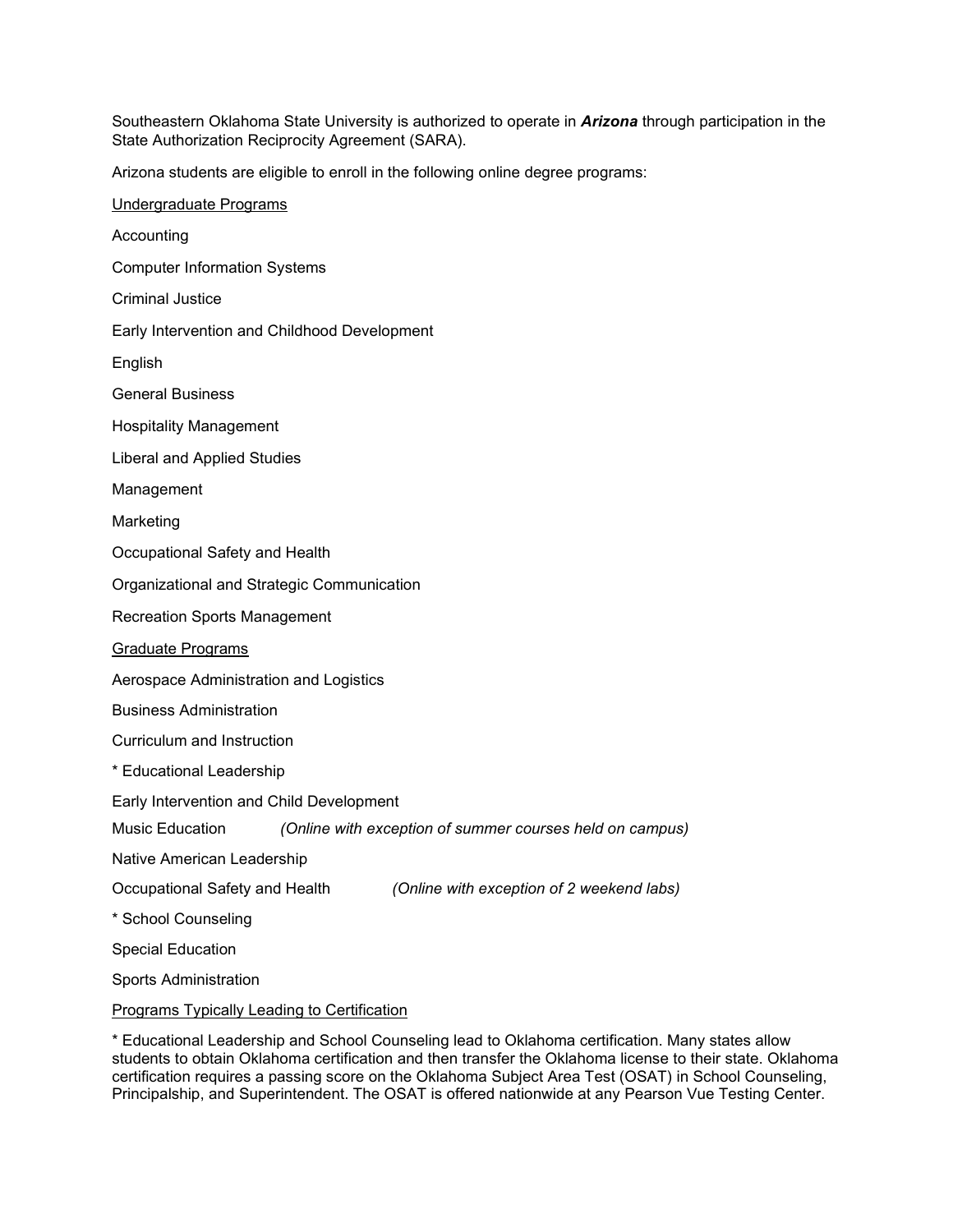Southeastern Oklahoma State University is authorized to operate in ***Arizona*** through participation in the State Authorization Reciprocity Agreement (SARA).

Arizona students are eligible to enroll in the following online degree programs:

<u>Undergraduate Programs</u>

Accounting

Computer Information Systems

Criminal Justice

Early Intervention and Childhood Development

English

General Business

Hospitality Management

Liberal and Applied Studies

Management

Marketing

Occupational Safety and Health

Organizational and Strategic Communication

Recreation Sports Management

<u>Graduate Programs</u>

Aerospace Administration and Logistics

Business Administration

Curriculum and Instruction

* Educational Leadership

Early Intervention and Child Development

Music Education *(Online with exception of summer courses held on campus)*

Native American Leadership

Occupational Safety and Health *(Online with exception of 2 weekend labs)*

* School Counseling

Special Education

Sports Administration

<u>Programs Typically Leading to Certification</u>

* Educational Leadership and School Counseling lead to Oklahoma certification. Many states allow students to obtain Oklahoma certification and then transfer the Oklahoma license to their state. Oklahoma certification requires a passing score on the Oklahoma Subject Area Test (OSAT) in School Counseling, Principalship, and Superintendent. The OSAT is offered nationwide at any Pearson Vue Testing Center.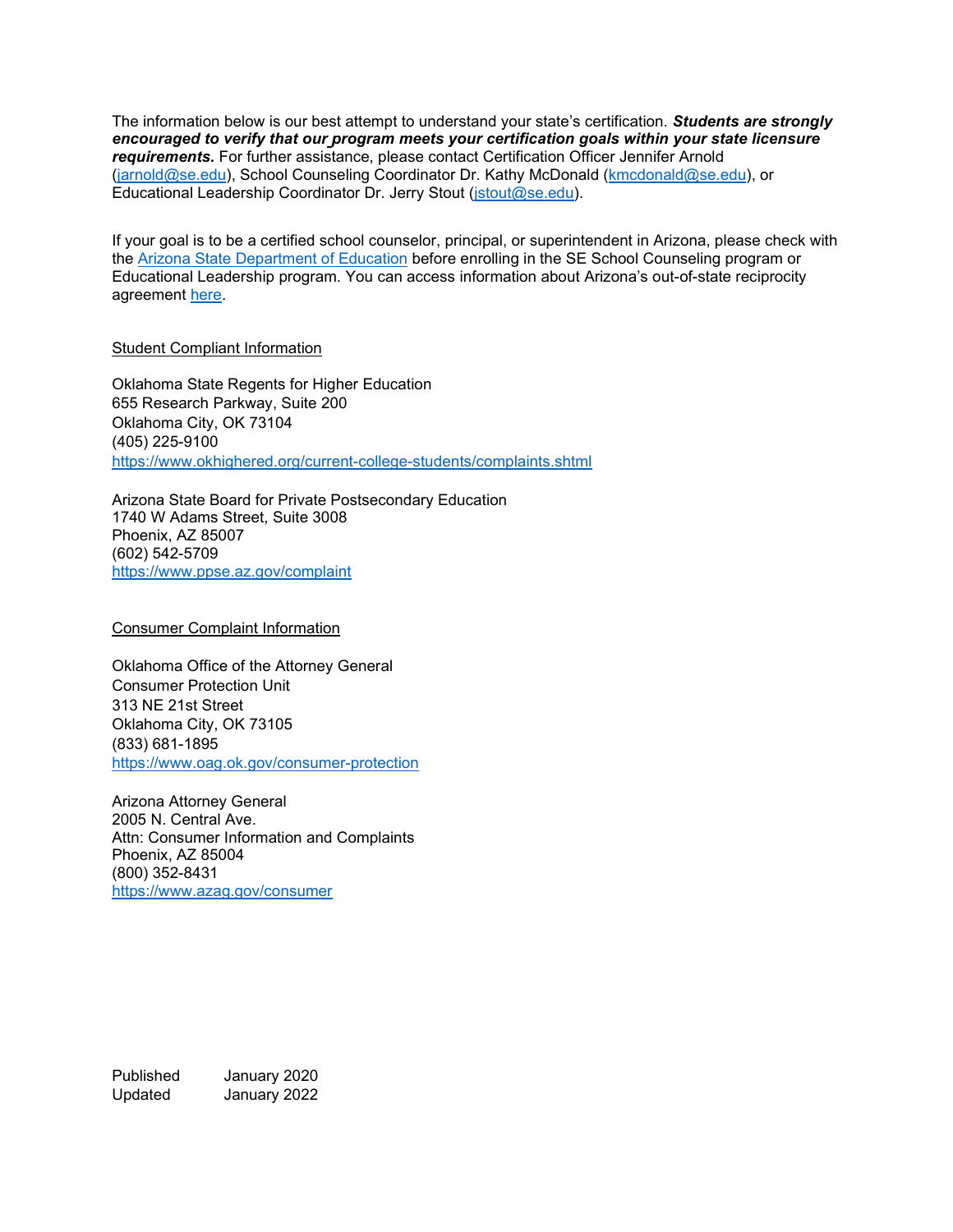The information below is our best attempt to understand your state's certification. ***Students are strongly encouraged to verify that our program meets your certification goals within your state licensure requirements.*** For further assistance, please contact Certification Officer Jennifer Arnold (jarnold@se.edu), School Counseling Coordinator Dr. Kathy McDonald (kmcdonald@se.edu), or Educational Leadership Coordinator Dr. Jerry Stout (jstout@se.edu).

If your goal is to be a certified school counselor, principal, or superintendent in Arizona, please check with the Arizona State Department of Education before enrolling in the SE School Counseling program or Educational Leadership program. You can access information about Arizona's out-of-state reciprocity agreement here.

Student Compliant Information

Oklahoma State Regents for Higher Education
655 Research Parkway, Suite 200
Oklahoma City, OK 73104
(405) 225-9100
https://www.okhighered.org/current-college-students/complaints.shtml

Arizona State Board for Private Postsecondary Education
1740 W Adams Street, Suite 3008
Phoenix, AZ 85007
(602) 542-5709
https://www.ppse.az.gov/complaint

Consumer Complaint Information

Oklahoma Office of the Attorney General
Consumer Protection Unit
313 NE 21st Street
Oklahoma City, OK 73105
(833) 681-1895
https://www.oag.ok.gov/consumer-protection

Arizona Attorney General
2005 N. Central Ave.
Attn: Consumer Information and Complaints
Phoenix, AZ 85004
(800) 352-8431
https://www.azag.gov/consumer

Published January 2020
Updated January 2022